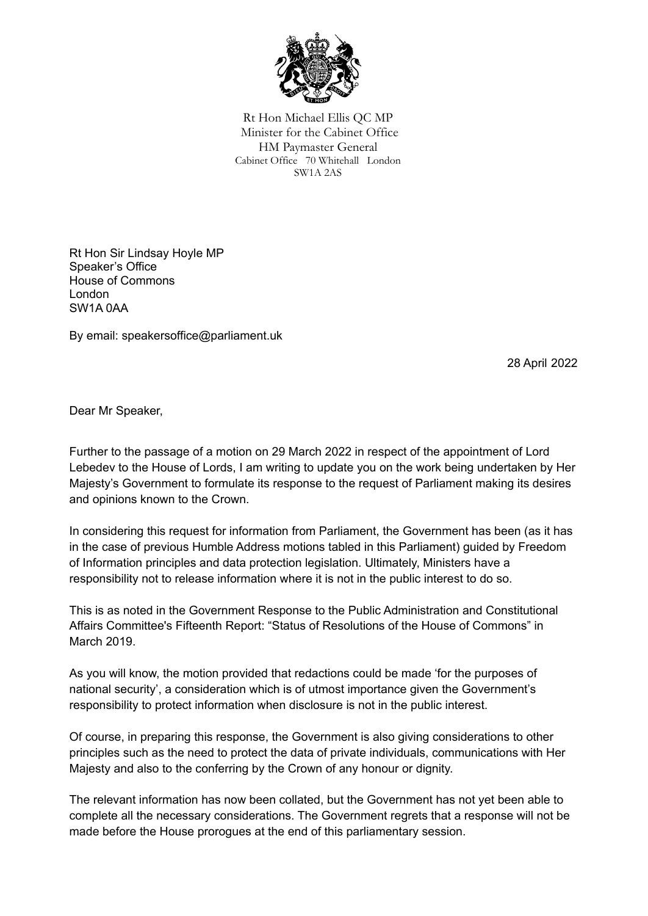Rt Hon Michael Ellis QC MP
Minister for the Cabinet Office
HM Paymaster General
Cabinet Office 70 Whitehall London
SW1A 2AS

Rt Hon Sir Lindsay Hoyle MP
Speaker's Office
House of Commons
London
SW1A 0AA

By email: speakersoffice@parliament.uk

28 April 2022

Dear Mr Speaker,

Further to the passage of a motion on 29 March 2022 in respect of the appointment of Lord Lebedev to the House of Lords, I am writing to update you on the work being undertaken by Her Majesty's Government to formulate its response to the request of Parliament making its desires and opinions known to the Crown.

In considering this request for information from Parliament, the Government has been (as it has in the case of previous Humble Address motions tabled in this Parliament) guided by Freedom of Information principles and data protection legislation. Ultimately, Ministers have a responsibility not to release information where it is not in the public interest to do so.

This is as noted in the Government Response to the Public Administration and Constitutional Affairs Committee's Fifteenth Report: "Status of Resolutions of the House of Commons" in March 2019.

As you will know, the motion provided that redactions could be made 'for the purposes of national security', a consideration which is of utmost importance given the Government's responsibility to protect information when disclosure is not in the public interest.

Of course, in preparing this response, the Government is also giving considerations to other principles such as the need to protect the data of private individuals, communications with Her Majesty and also to the conferring by the Crown of any honour or dignity.

The relevant information has now been collated, but the Government has not yet been able to complete all the necessary considerations. The Government regrets that a response will not be made before the House prorogues at the end of this parliamentary session.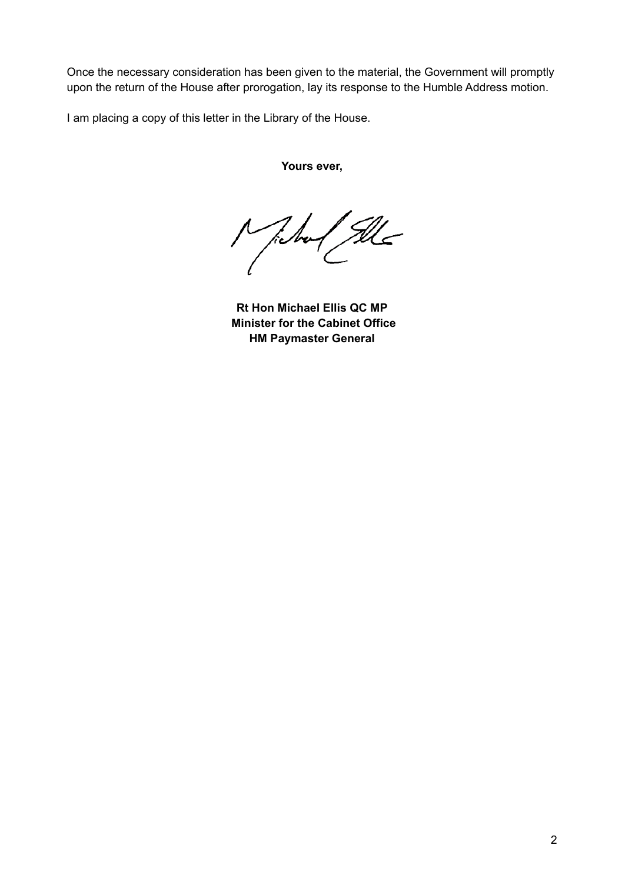Once the necessary consideration has been given to the material, the Government will promptly upon the return of the House after prorogation, lay its response to the Humble Address motion.

I am placing a copy of this letter in the Library of the House.

**Yours ever,**

**Rt Hon Michael Ellis QC MP**
**Minister for the Cabinet Office**
**HM Paymaster General**